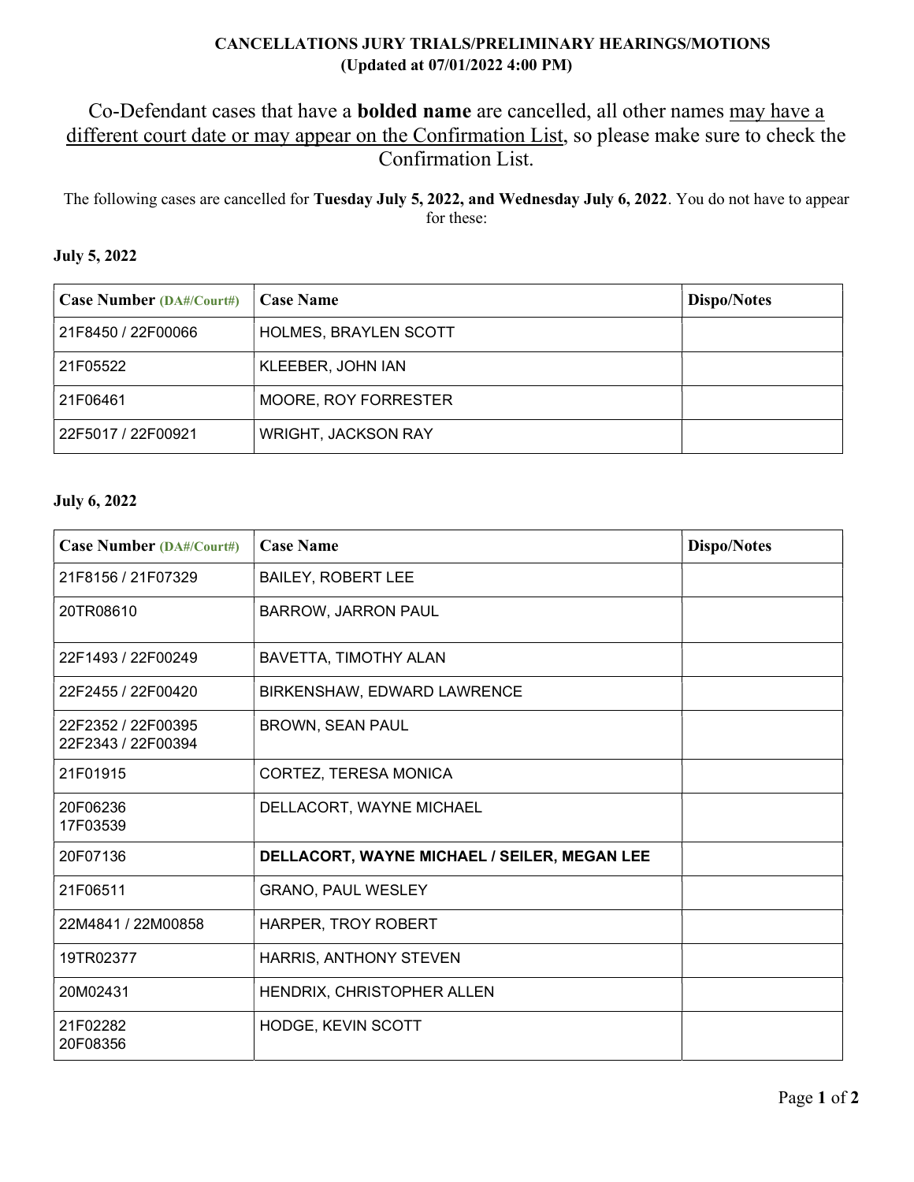**CANCELLATIONS JURY TRIALS/PRELIMINARY HEARINGS/MOTIONS**
**(Updated at 07/01/2022 4:00 PM)**

Co-Defendant cases that have a **bolded name** are cancelled, all other names may have a different court date or may appear on the Confirmation List, so please make sure to check the Confirmation List.

The following cases are cancelled for **Tuesday July 5, 2022, and Wednesday July 6, 2022**. You do not have to appear for these:

**July 5, 2022**

| Case Number (DA#/Court#) | Case Name | Dispo/Notes |
|---|---|---|
| 21F8450 / 22F00066 | HOLMES, BRAYLEN SCOTT | |
| 21F05522 | KLEEBER, JOHN IAN | |
| 21F06461 | MOORE, ROY FORRESTER | |
| 22F5017 / 22F00921 | WRIGHT, JACKSON RAY | |

**July 6, 2022**

| Case Number (DA#/Court#) | Case Name | Dispo/Notes |
|---|---|---|
| 21F8156 / 21F07329 | BAILEY, ROBERT LEE | |
| 20TR08610 | BARROW, JARRON PAUL | |
| 22F1493 / 22F00249 | BAVETTA, TIMOTHY ALAN | |
| 22F2455 / 22F00420 | BIRKENSHAW, EDWARD LAWRENCE | |
| 22F2352 / 22F00395<br>22F2343 / 22F00394 | BROWN, SEAN PAUL | |
| 21F01915 | CORTEZ, TERESA MONICA | |
| 20F06236<br>17F03539 | DELLACORT, WAYNE MICHAEL | |
| 20F07136 | **DELLACORT, WAYNE MICHAEL / SEILER, MEGAN LEE** | |
| 21F06511 | GRANO, PAUL WESLEY | |
| 22M4841 / 22M00858 | HARPER, TROY ROBERT | |
| 19TR02377 | HARRIS, ANTHONY STEVEN | |
| 20M02431 | HENDRIX, CHRISTOPHER ALLEN | |
| 21F02282<br>20F08356 | HODGE, KEVIN SCOTT | |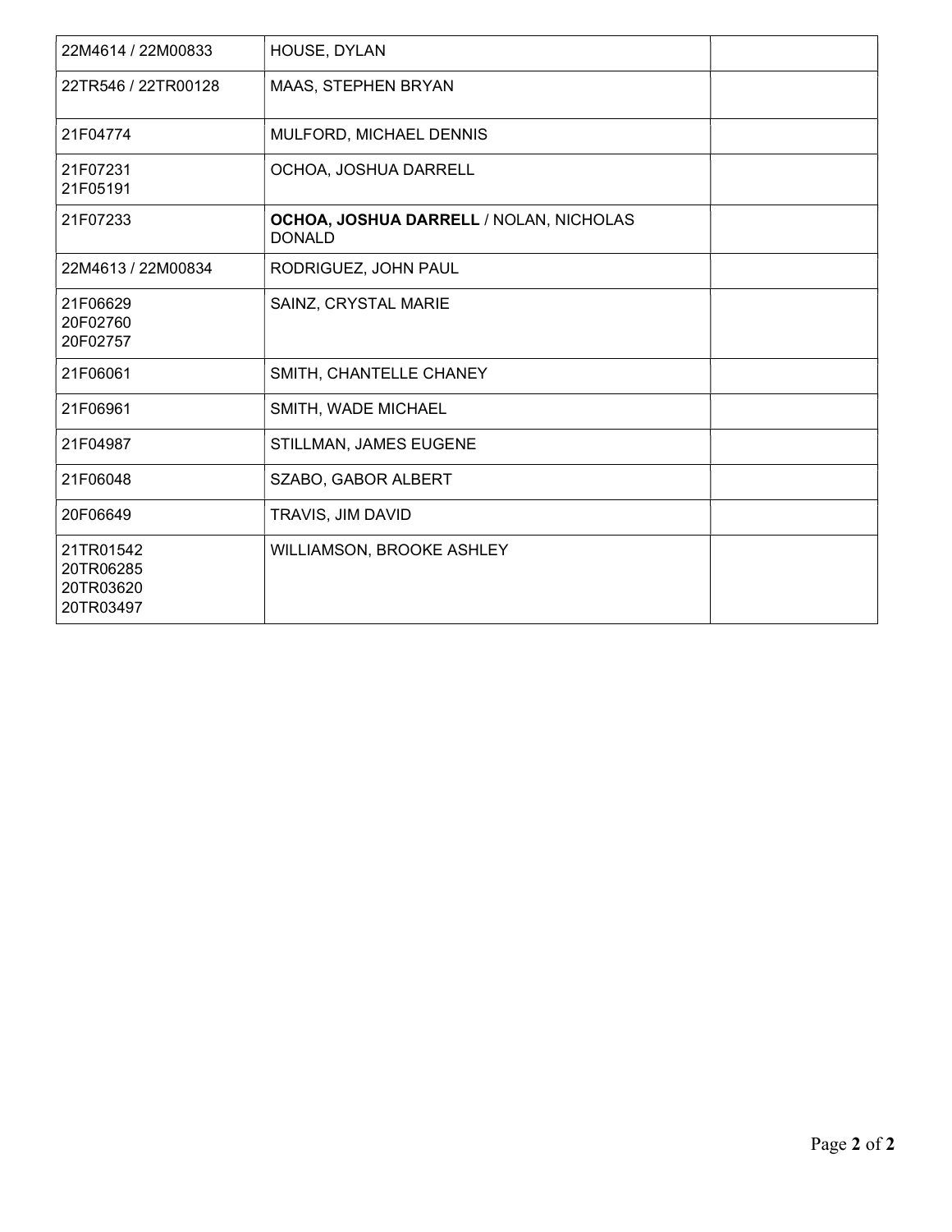| | | |
|---|---|---|
| 22M4614 / 22M00833 | HOUSE, DYLAN | |
| 22TR546 / 22TR00128 | MAAS, STEPHEN BRYAN | |
| 21F04774 | MULFORD, MICHAEL DENNIS | |
| 21F07231<br>21F05191 | OCHOA, JOSHUA DARRELL | |
| 21F07233 | **OCHOA, JOSHUA DARRELL** / NOLAN, NICHOLAS DONALD | |
| 22M4613 / 22M00834 | RODRIGUEZ, JOHN PAUL | |
| 21F06629<br>20F02760<br>20F02757 | SAINZ, CRYSTAL MARIE | |
| 21F06061 | SMITH, CHANTELLE CHANEY | |
| 21F06961 | SMITH, WADE MICHAEL | |
| 21F04987 | STILLMAN, JAMES EUGENE | |
| 21F06048 | SZABO, GABOR ALBERT | |
| 20F06649 | TRAVIS, JIM DAVID | |
| 21TR01542<br>20TR06285<br>20TR03620<br>20TR03497 | WILLIAMSON, BROOKE ASHLEY | |